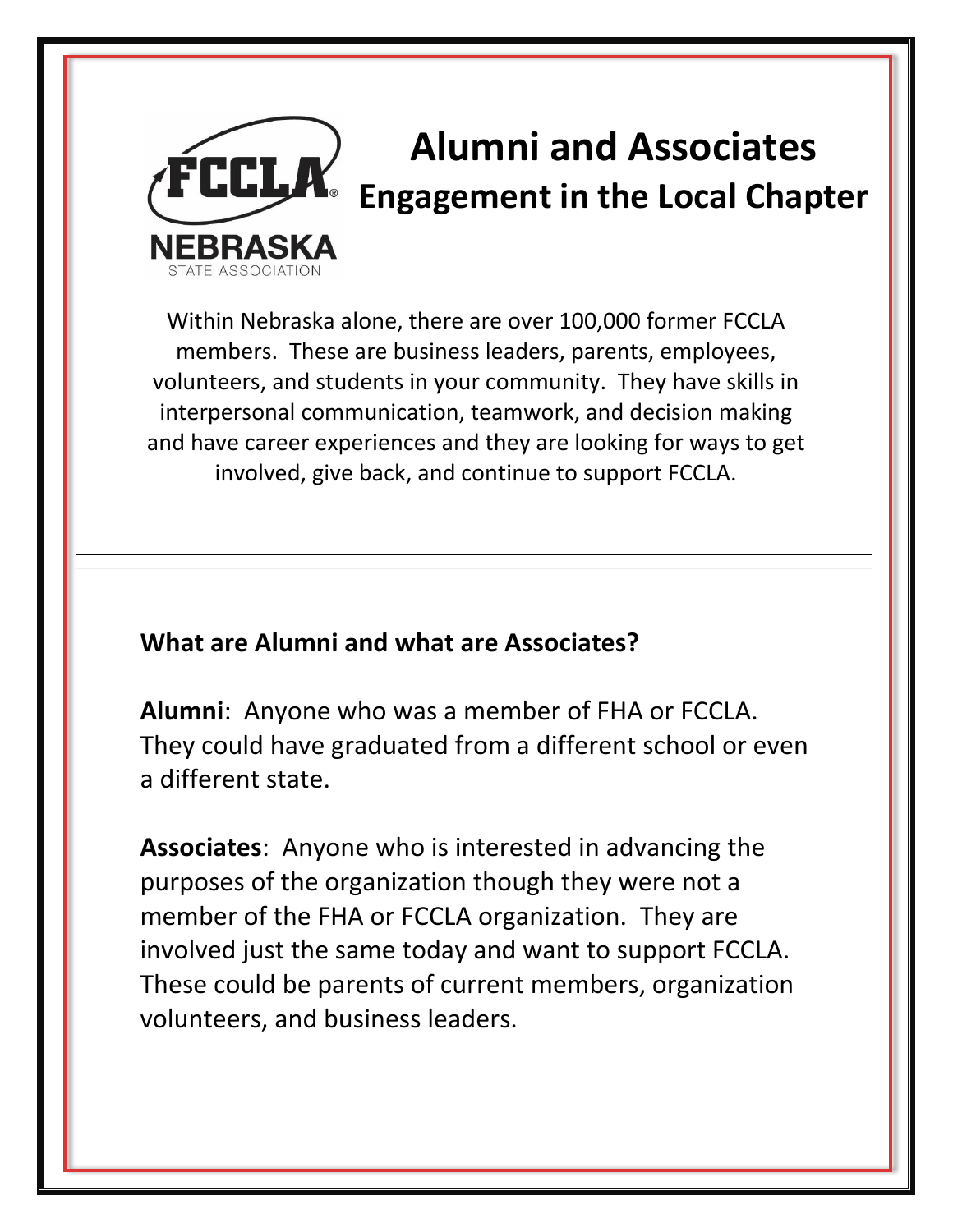# Alumni and Associates

## Engagement in the Local Chapter

FCCLA NEBRASKA STATE ASSOCIATION

Within Nebraska alone, there are over 100,000 former FCCLA members. These are business leaders, parents, employees, volunteers, and students in your community. They have skills in interpersonal communication, teamwork, and decision making and have career experiences and they are looking for ways to get involved, give back, and continue to support FCCLA.

---

**What are Alumni and what are Associates?**

**Alumni**: Anyone who was a member of FHA or FCCLA. They could have graduated from a different school or even a different state.

**Associates**: Anyone who is interested in advancing the purposes of the organization though they were not a member of the FHA or FCCLA organization. They are involved just the same today and want to support FCCLA. These could be parents of current members, organization volunteers, and business leaders.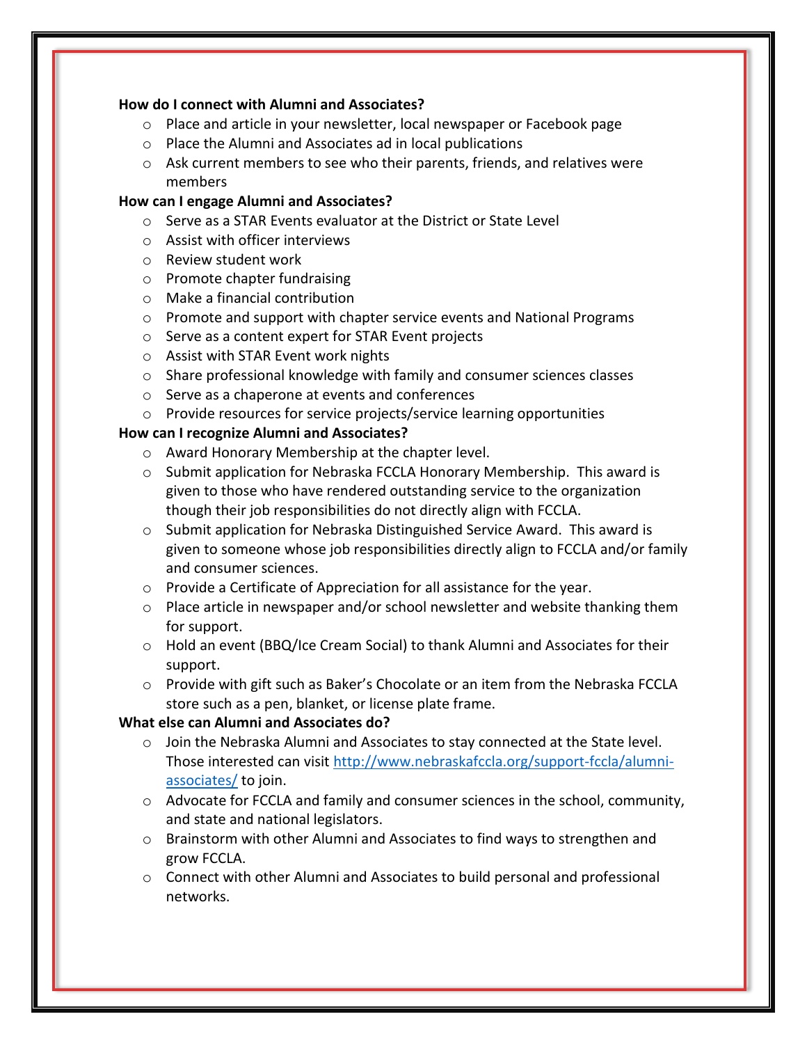**How do I connect with Alumni and Associates?**

- Place and article in your newsletter, local newspaper or Facebook page
- Place the Alumni and Associates ad in local publications
- Ask current members to see who their parents, friends, and relatives were members

**How can I engage Alumni and Associates?**

- Serve as a STAR Events evaluator at the District or State Level
- Assist with officer interviews
- Review student work
- Promote chapter fundraising
- Make a financial contribution
- Promote and support with chapter service events and National Programs
- Serve as a content expert for STAR Event projects
- Assist with STAR Event work nights
- Share professional knowledge with family and consumer sciences classes
- Serve as a chaperone at events and conferences
- Provide resources for service projects/service learning opportunities

**How can I recognize Alumni and Associates?**

- Award Honorary Membership at the chapter level.
- Submit application for Nebraska FCCLA Honorary Membership. This award is given to those who have rendered outstanding service to the organization though their job responsibilities do not directly align with FCCLA.
- Submit application for Nebraska Distinguished Service Award. This award is given to someone whose job responsibilities directly align to FCCLA and/or family and consumer sciences.
- Provide a Certificate of Appreciation for all assistance for the year.
- Place article in newspaper and/or school newsletter and website thanking them for support.
- Hold an event (BBQ/Ice Cream Social) to thank Alumni and Associates for their support.
- Provide with gift such as Baker's Chocolate or an item from the Nebraska FCCLA store such as a pen, blanket, or license plate frame.

**What else can Alumni and Associates do?**

- Join the Nebraska Alumni and Associates to stay connected at the State level. Those interested can visit [http://www.nebraskafccla.org/support-fccla/alumni-associates/](http://www.nebraskafccla.org/support-fccla/alumni-associates/) to join.
- Advocate for FCCLA and family and consumer sciences in the school, community, and state and national legislators.
- Brainstorm with other Alumni and Associates to find ways to strengthen and grow FCCLA.
- Connect with other Alumni and Associates to build personal and professional networks.